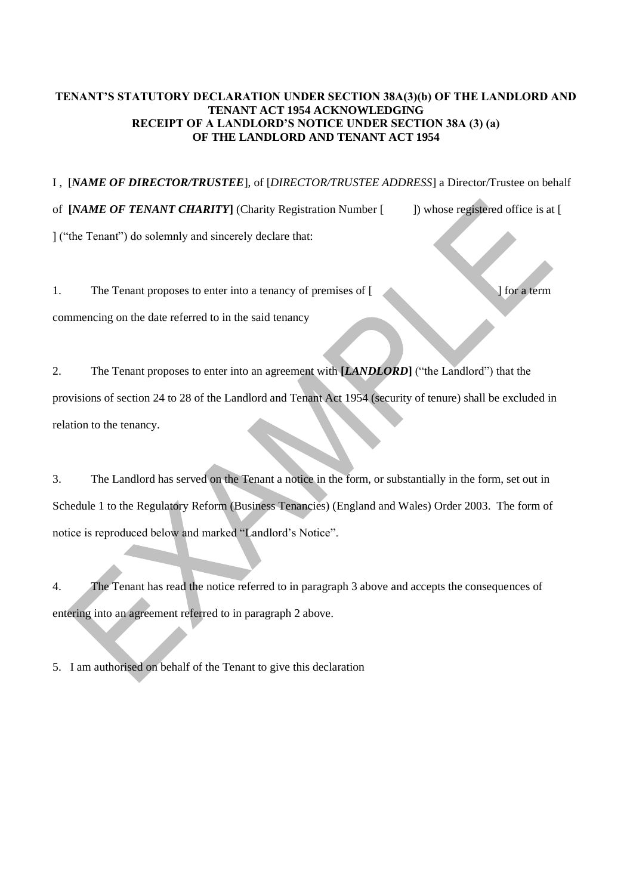**TENANT'S STATUTORY DECLARATION UNDER SECTION 38A(3)(b) OF THE LANDLORD AND TENANT ACT 1954 ACKNOWLEDGING RECEIPT OF A LANDLORD'S NOTICE UNDER SECTION 38A (3) (a) OF THE LANDLORD AND TENANT ACT 1954**

I , [***NAME OF DIRECTOR/TRUSTEE***], of [*DIRECTOR/TRUSTEE ADDRESS*] a Director/Trustee on behalf of **[*NAME OF TENANT CHARITY*]** (Charity Registration Number [ ]) whose registered office is at [ ] ("the Tenant") do solemnly and sincerely declare that:

1. The Tenant proposes to enter into a tenancy of premises of [ ] for a term commencing on the date referred to in the said tenancy

2. The Tenant proposes to enter into an agreement with **[*LANDLORD*]** ("the Landlord") that the provisions of section 24 to 28 of the Landlord and Tenant Act 1954 (security of tenure) shall be excluded in relation to the tenancy.

3. The Landlord has served on the Tenant a notice in the form, or substantially in the form, set out in Schedule 1 to the Regulatory Reform (Business Tenancies) (England and Wales) Order 2003. The form of notice is reproduced below and marked "Landlord's Notice".

4. The Tenant has read the notice referred to in paragraph 3 above and accepts the consequences of entering into an agreement referred to in paragraph 2 above.

5. I am authorised on behalf of the Tenant to give this declaration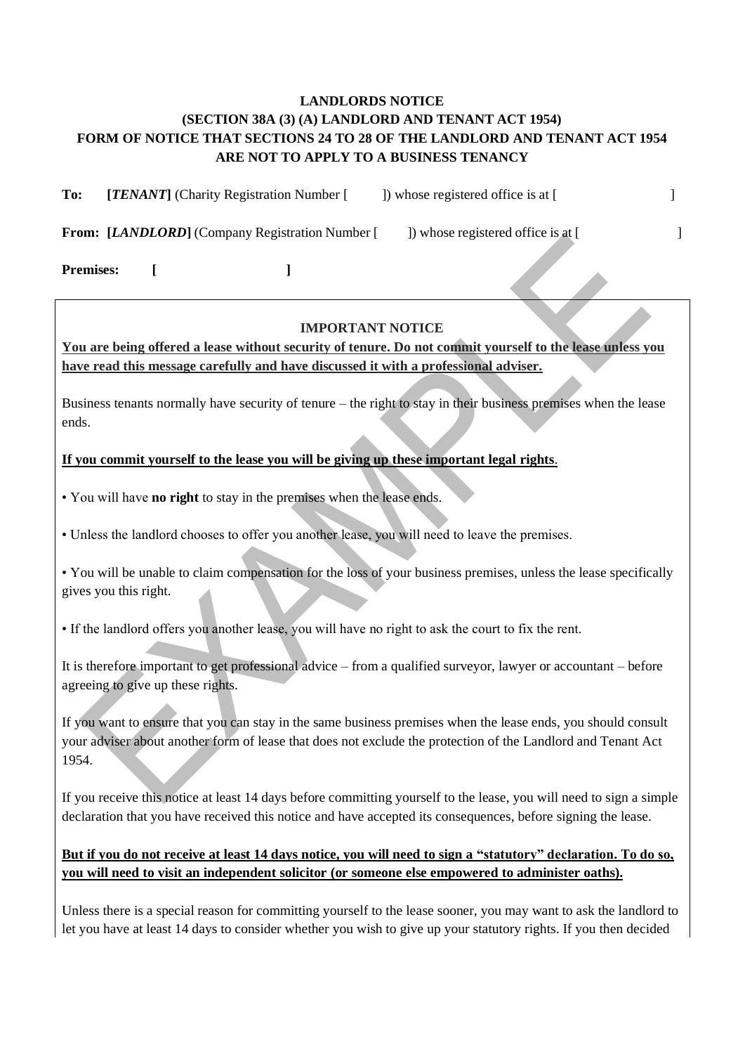**LANDLORDS NOTICE**
**(SECTION 38A (3) (A) LANDLORD AND TENANT ACT 1954)**
**FORM OF NOTICE THAT SECTIONS 24 TO 28 OF THE LANDLORD AND TENANT ACT 1954 ARE NOT TO APPLY TO A BUSINESS TENANCY**

**To:** **[*TENANT*]** (Charity Registration Number [ ]) whose registered office is at [ ]

**From:** **[*LANDLORD*]** (Company Registration Number [ ]) whose registered office is at [ ]

**Premises:** **[ ]**

**IMPORTANT NOTICE**

**You are being offered a lease without security of tenure. Do not commit yourself to the lease unless you have read this message carefully and have discussed it with a professional adviser.**

Business tenants normally have security of tenure – the right to stay in their business premises when the lease ends.

**If you commit yourself to the lease you will be giving up these important legal rights**.

• You will have **no right** to stay in the premises when the lease ends.

• Unless the landlord chooses to offer you another lease, you will need to leave the premises.

• You will be unable to claim compensation for the loss of your business premises, unless the lease specifically gives you this right.

• If the landlord offers you another lease, you will have no right to ask the court to fix the rent.

It is therefore important to get professional advice – from a qualified surveyor, lawyer or accountant – before agreeing to give up these rights.

If you want to ensure that you can stay in the same business premises when the lease ends, you should consult your adviser about another form of lease that does not exclude the protection of the Landlord and Tenant Act 1954.

If you receive this notice at least 14 days before committing yourself to the lease, you will need to sign a simple declaration that you have received this notice and have accepted its consequences, before signing the lease.

**But if you do not receive at least 14 days notice, you will need to sign a "statutory" declaration. To do so, you will need to visit an independent solicitor (or someone else empowered to administer oaths).**

Unless there is a special reason for committing yourself to the lease sooner, you may want to ask the landlord to let you have at least 14 days to consider whether you wish to give up your statutory rights. If you then decided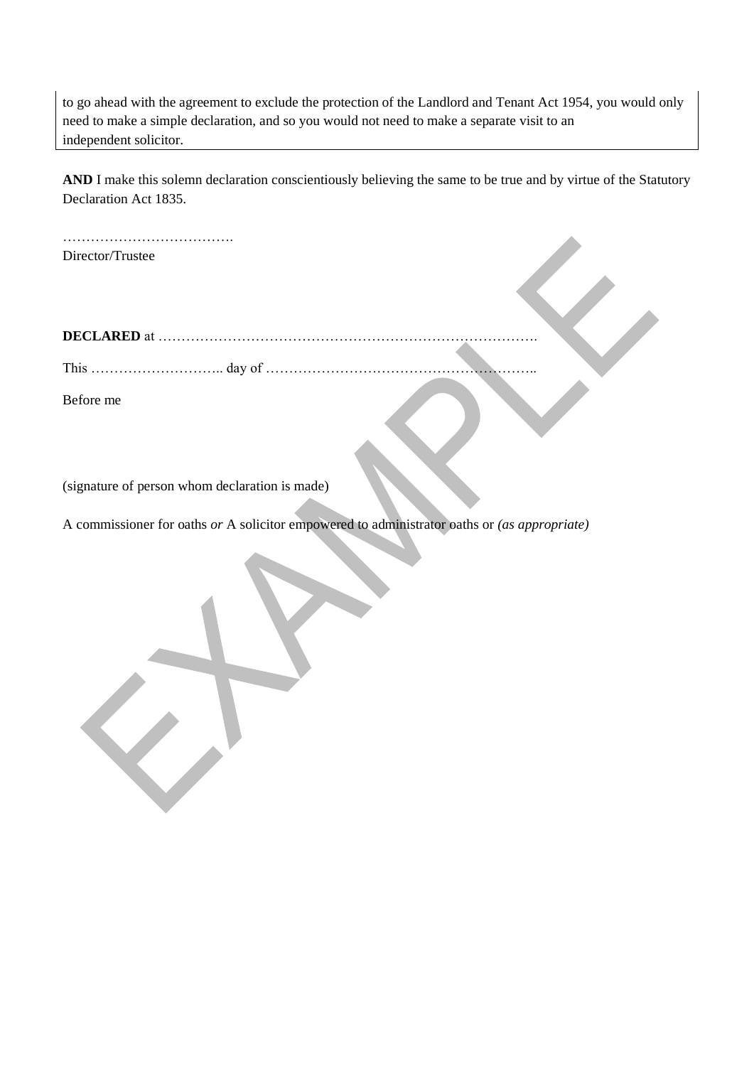to go ahead with the agreement to exclude the protection of the Landlord and Tenant Act 1954, you would only need to make a simple declaration, and so you would not need to make a separate visit to an independent solicitor.

**AND** I make this solemn declaration conscientiously believing the same to be true and by virtue of the Statutory Declaration Act 1835.

……………………………….
Director/Trustee

**DECLARED** at ……………………………………………………………………….

This ……………………….. day of …………………………………………………..

Before me

(signature of person whom declaration is made)

A commissioner for oaths *or* A solicitor empowered to administrator oaths or *(as appropriate)*